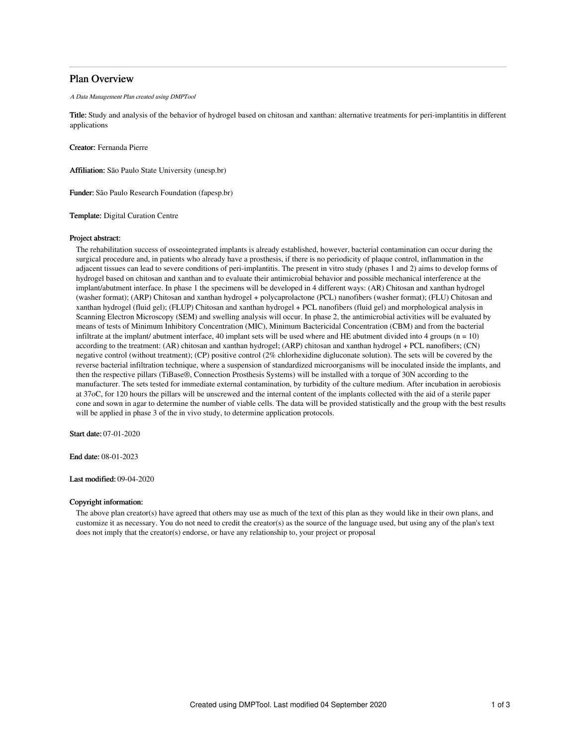# Plan Overview

*A Data Management Plan created using DMPTool*

**Title:** Study and analysis of the behavior of hydrogel based on chitosan and xanthan: alternative treatments for peri-implantitis in different applications

**Creator:** Fernanda Pierre

**Affiliation:** São Paulo State University (unesp.br)

**Funder:** São Paulo Research Foundation (fapesp.br)

**Template:** Digital Curation Centre

**Project abstract:**

The rehabilitation success of osseointegrated implants is already established, however, bacterial contamination can occur during the surgical procedure and, in patients who already have a prosthesis, if there is no periodicity of plaque control, inflammation in the adjacent tissues can lead to severe conditions of peri-implantitis. The present in vitro study (phases 1 and 2) aims to develop forms of hydrogel based on chitosan and xanthan and to evaluate their antimicrobial behavior and possible mechanical interference at the implant/abutment interface. In phase 1 the specimens will be developed in 4 different ways: (AR) Chitosan and xanthan hydrogel (washer format); (ARP) Chitosan and xanthan hydrogel + polycaprolactone (PCL) nanofibers (washer format); (FLU) Chitosan and xanthan hydrogel (fluid gel); (FLUP) Chitosan and xanthan hydrogel + PCL nanofibers (fluid gel) and morphological analysis in Scanning Electron Microscopy (SEM) and swelling analysis will occur. In phase 2, the antimicrobial activities will be evaluated by means of tests of Minimum Inhibitory Concentration (MIC), Minimum Bactericidal Concentration (CBM) and from the bacterial infiltrate at the implant/ abutment interface, 40 implant sets will be used where and HE abutment divided into 4 groups (n = 10) according to the treatment: (AR) chitosan and xanthan hydrogel; (ARP) chitosan and xanthan hydrogel + PCL nanofibers; (CN) negative control (without treatment); (CP) positive control (2% chlorhexidine digluconate solution). The sets will be covered by the reverse bacterial infiltration technique, where a suspension of standardized microorganisms will be inoculated inside the implants, and then the respective pillars (TiBase®, Connection Prosthesis Systems) will be installed with a torque of 30N according to the manufacturer. The sets tested for immediate external contamination, by turbidity of the culture medium. After incubation in aerobiosis at 37oC, for 120 hours the pillars will be unscrewed and the internal content of the implants collected with the aid of a sterile paper cone and sown in agar to determine the number of viable cells. The data will be provided statistically and the group with the best results will be applied in phase 3 of the in vivo study, to determine application protocols.

**Start date:** 07-01-2020

**End date:** 08-01-2023

**Last modified:** 09-04-2020

**Copyright information:**

The above plan creator(s) have agreed that others may use as much of the text of this plan as they would like in their own plans, and customize it as necessary. You do not need to credit the creator(s) as the source of the language used, but using any of the plan's text does not imply that the creator(s) endorse, or have any relationship to, your project or proposal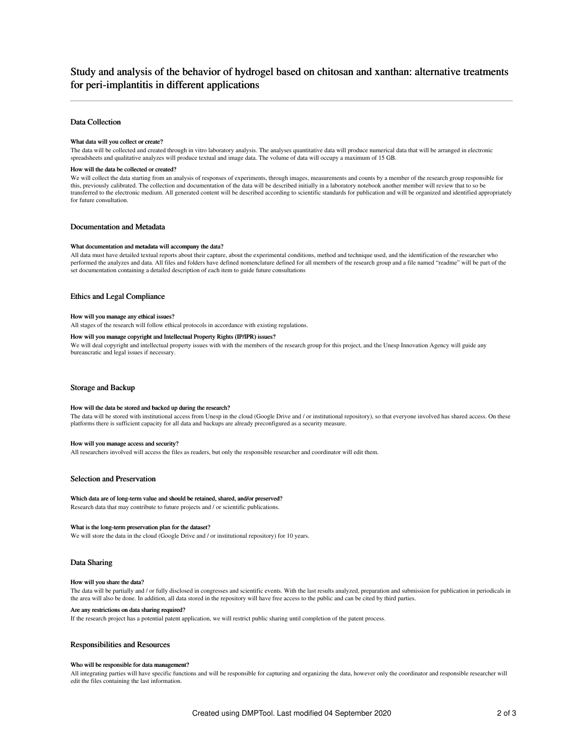# Study and analysis of the behavior of hydrogel based on chitosan and xanthan: alternative treatments for peri-implantitis in different applications

---

## Data Collection

#### What data will you collect or create?

The data will be collected and created through in vitro laboratory analysis. The analyses quantitative data will produce numerical data that will be arranged in electronic spreadsheets and qualitative analyzes will produce textual and image data. The volume of data will occupy a maximum of 15 GB.

#### How will the data be collected or created?

We will collect the data starting from an analysis of responses of experiments, through images, measurements and counts by a member of the research group responsible for this, previously calibrated. The collection and documentation of the data will be described initially in a laboratory notebook another member will review that to so be transferred to the electronic medium. All generated content will be described according to scientific standards for publication and will be organized and identified appropriately for future consultation.

## Documentation and Metadata

#### What documentation and metadata will accompany the data?

All data must have detailed textual reports about their capture, about the experimental conditions, method and technique used, and the identification of the researcher who performed the analyzes and data. All files and folders have defined nomenclature defined for all members of the research group and a file named "readme" will be part of the set documentation containing a detailed description of each item to guide future consultations

## Ethics and Legal Compliance

#### How will you manage any ethical issues?

All stages of the research will follow ethical protocols in accordance with existing regulations.

#### How will you manage copyright and Intellectual Property Rights (IP/IPR) issues?

We will deal copyright and intellectual property issues with with the members of the research group for this project, and the Unesp Innovation Agency will guide any bureaucratic and legal issues if necessary.

## Storage and Backup

#### How will the data be stored and backed up during the research?

The data will be stored with institutional access from Unesp in the cloud (Google Drive and / or institutional repository), so that everyone involved has shared access. On these platforms there is sufficient capacity for all data and backups are already preconfigured as a security measure.

#### How will you manage access and security?

All researchers involved will access the files as readers, but only the responsible researcher and coordinator will edit them.

## Selection and Preservation

#### Which data are of long-term value and should be retained, shared, and/or preserved?

Research data that may contribute to future projects and / or scientific publications.

#### What is the long-term preservation plan for the dataset?

We will store the data in the cloud (Google Drive and / or institutional repository) for 10 years.

## Data Sharing

#### How will you share the data?

The data will be partially and / or fully disclosed in congresses and scientific events. With the last results analyzed, preparation and submission for publication in periodicals in the area will also be done. In addition, all data stored in the repository will have free access to the public and can be cited by third parties.

#### Are any restrictions on data sharing required?

If the research project has a potential patent application, we will restrict public sharing until completion of the patent process.

## Responsibilities and Resources

#### Who will be responsible for data management?

All integrating parties will have specific functions and will be responsible for capturing and organizing the data, however only the coordinator and responsible researcher will edit the files containing the last information.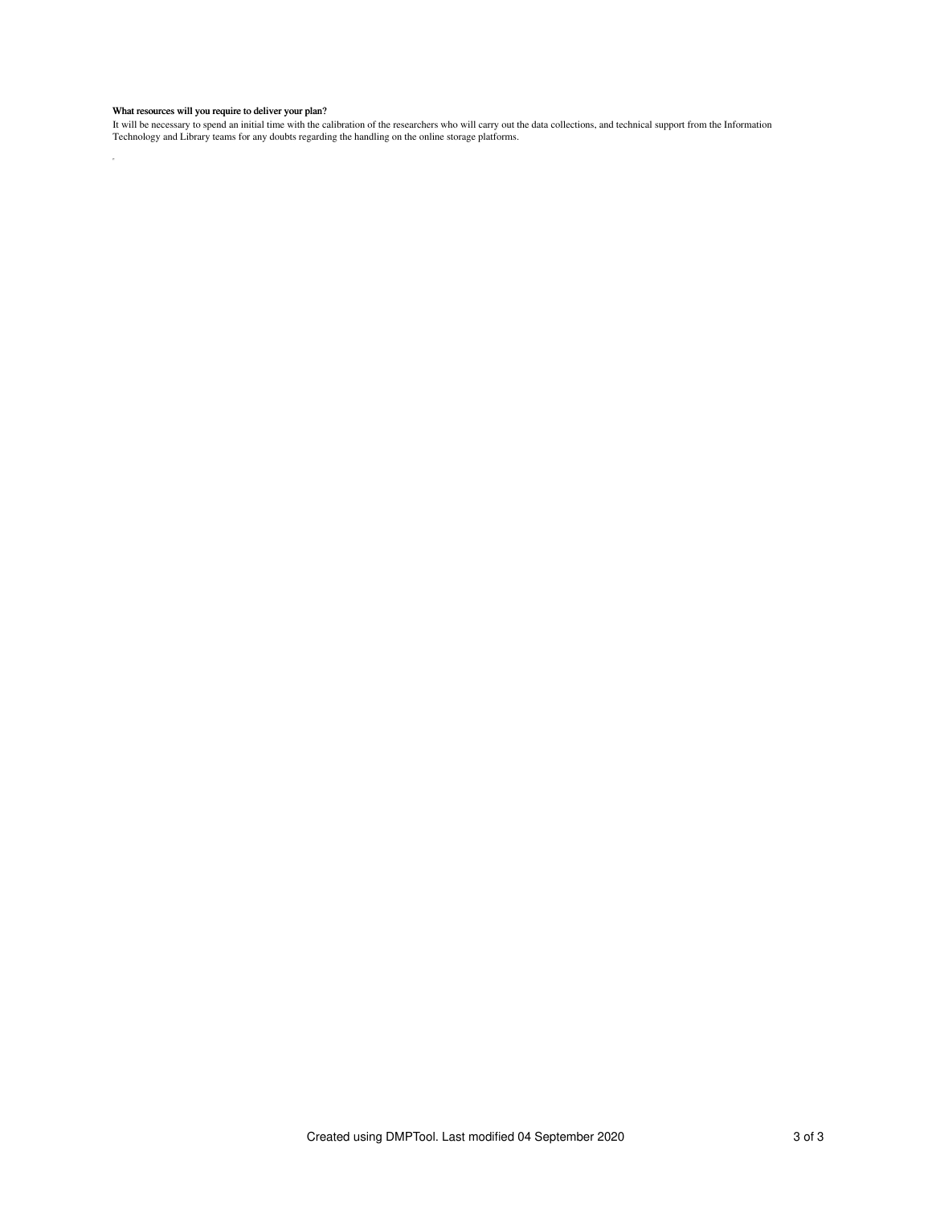**What resources will you require to deliver your plan?**

It will be necessary to spend an initial time with the calibration of the researchers who will carry out the data collections, and technical support from the Information Technology and Library teams for any doubts regarding the handling on the online storage platforms.